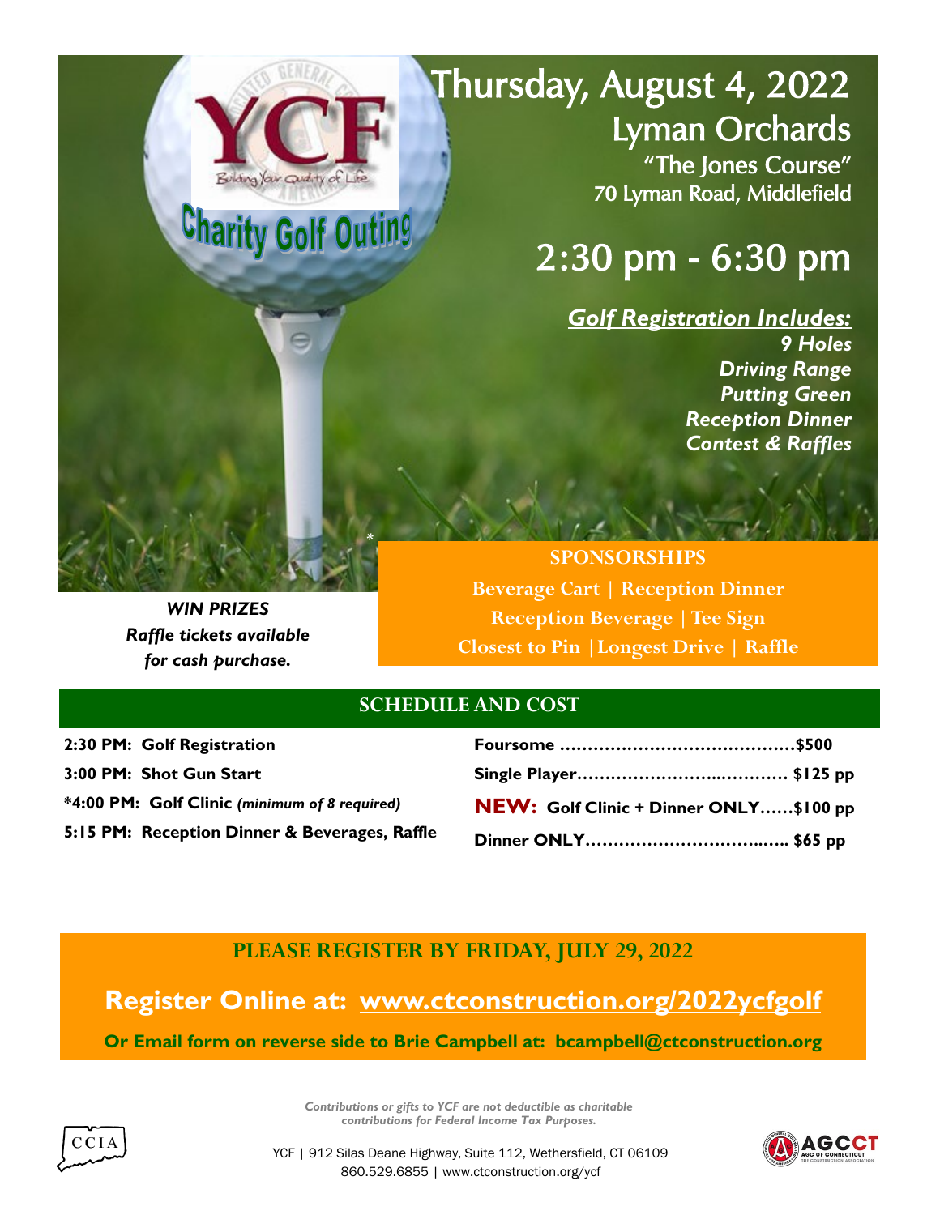# YCF Charity Golf Outing

Building Your Quality of Life

## Thursday, August 4, 2022

### Lyman Orchards

"The Jones Course"
70 Lyman Road, Middlefield

## 2:30 pm - 6:30 pm

***Golf Registration Includes:***

*9 Holes*
*Driving Range*
*Putting Green*
*Reception Dinner*
*Contest & Raffles*

**SPONSORSHIPS**

Beverage Cart | Reception Dinner
Reception Beverage | Tee Sign
Closest to Pin | Longest Drive | Raffle

***WIN PRIZES***
***Raffle tickets available for cash purchase.***

## SCHEDULE AND COST

**2:30 PM: Golf Registration**
**3:00 PM: Shot Gun Start**
***4:00 PM: Golf Clinic** *(minimum of 8 required)*
**5:15 PM: Reception Dinner & Beverages, Raffle**

**Foursome ……………………………………$500**
**Single Player………………………..………… $125 pp**
**NEW: Golf Clinic + Dinner ONLY……$100 pp**
**Dinner ONLY…………………………..….. $65 pp**

## PLEASE REGISTER BY FRIDAY, JULY 29, 2022

## Register Online at: www.ctconstruction.org/2022ycfgolf

**Or Email form on reverse side to Brie Campbell at: bcampbell@ctconstruction.org**

*Contributions or gifts to YCF are not deductible as charitable contributions for Federal Income Tax Purposes.*

CCIA

YCF | 912 Silas Deane Highway, Suite 112, Wethersfield, CT 06109
860.529.6855 | www.ctconstruction.org/ycf

AGCCT — AGC of Connecticut, The Construction Association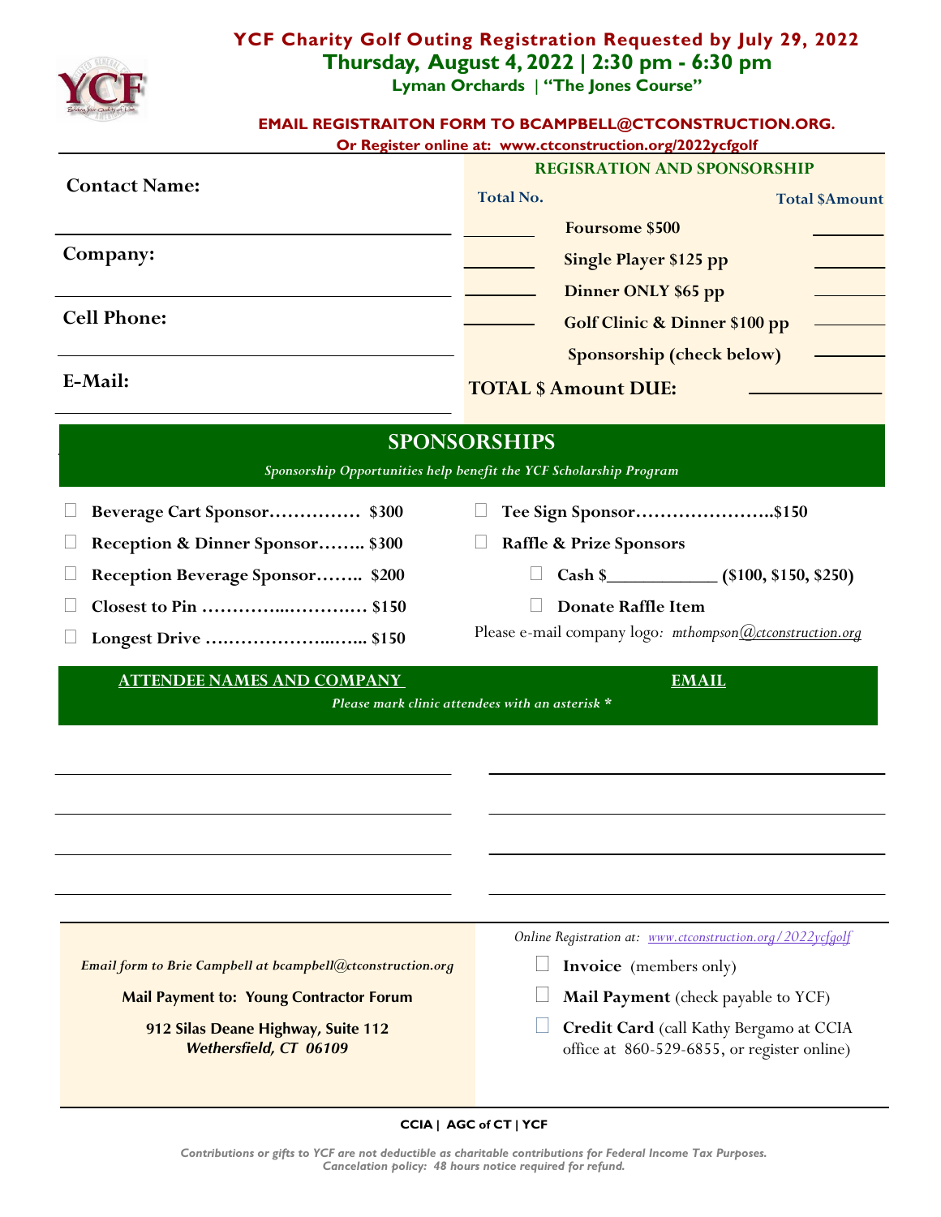# YCF Charity Golf Outing Registration Requested by July 29, 2022

## Thursday, August 4, 2022 | 2:30 pm - 6:30 pm

### Lyman Orchards | "The Jones Course"

**EMAIL REGISTRAITON FORM TO BCAMPBELL@CTCONSTRUCTION.ORG.**

**Or Register online at: www.ctconstruction.org/2022ycfgolf**

**Contact Name:**

**Company:**

**Cell Phone:**

**E-Mail:**

**REGISRATION AND SPONSORSHIP**

| Total No. | | Total $Amount |
|---|---|---|
| ______ | Foursome $500 | ______ |
| ______ | Single Player $125 pp | ______ |
| ______ | Dinner ONLY $65 pp | ______ |
| ______ | Golf Clinic & Dinner $100 pp | ______ |
| | Sponsorship (check below) | ______ |

**TOTAL $ Amount DUE:** ______

## SPONSORSHIPS

*Sponsorship Opportunities help benefit the YCF Scholarship Program*

- ☐ **Beverage Cart Sponsor…………… $300**
- ☐ **Reception & Dinner Sponsor…….. $300**
- ☐ **Reception Beverage Sponsor…….. $200**
- ☐ **Closest to Pin ………….………… $150**
- ☐ **Longest Drive ……………….….. $150**
- ☐ **Tee Sign Sponsor…………………..$150**
- ☐ **Raffle & Prize Sponsors**
  - ☐ **Cash $____________ ($100, $150, $250)**
  - ☐ **Donate Raffle Item**

Please e-mail company logo: *mthompson@ctconstruction.org*

| ATTENDEE NAMES AND COMPANY | EMAIL |
|---|---|
| | |
| | |
| | |
| | |

*Please mark clinic attendees with an asterisk **

*Email form to Brie Campbell at bcampbell@ctconstruction.org*

**Mail Payment to: Young Contractor Forum**

**912 Silas Deane Highway, Suite 112**
***Wethersfield, CT 06109***

*Online Registration at: www.ctconstruction.org/2022ycfgolf*

- ☐ **Invoice** (members only)
- ☐ **Mail Payment** (check payable to YCF)
- ☐ **Credit Card** (call Kathy Bergamo at CCIA office at 860-529-6855, or register online)

**CCIA | AGC of CT | YCF**

*Contributions or gifts to YCF are not deductible as charitable contributions for Federal Income Tax Purposes.*
*Cancelation policy: 48 hours notice required for refund.*